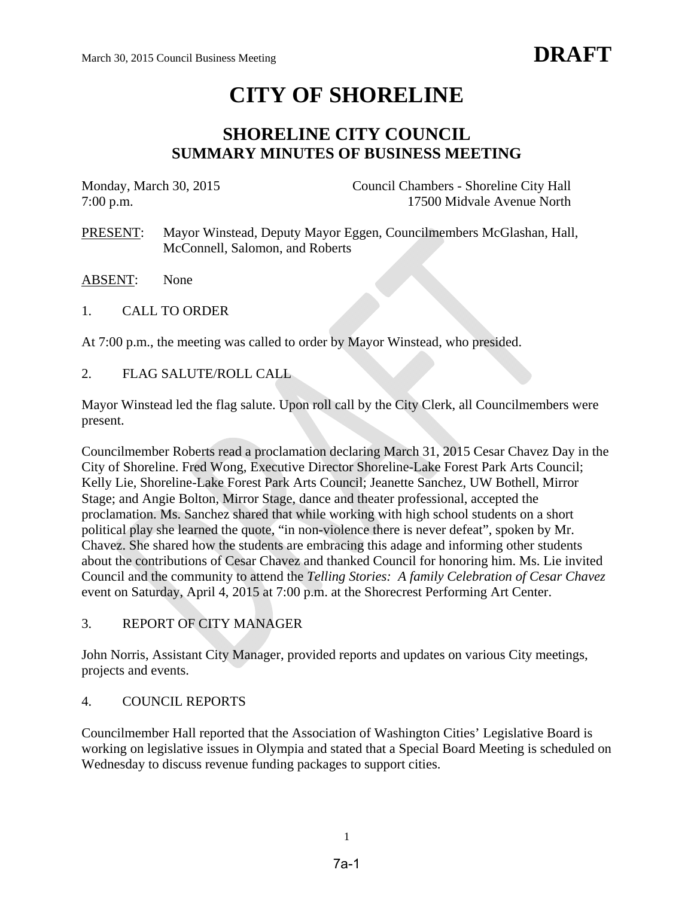# CITY OF SHORELINE

## SHORELINE CITY COUNCIL
## SUMMARY MINUTES OF BUSINESS MEETING

Monday, March 30, 2015 — Council Chambers - Shoreline City Hall
7:00 p.m. — 17500 Midvale Avenue North

PRESENT: Mayor Winstead, Deputy Mayor Eggen, Councilmembers McGlashan, Hall, McConnell, Salomon, and Roberts

ABSENT: None

1. CALL TO ORDER

At 7:00 p.m., the meeting was called to order by Mayor Winstead, who presided.

2. FLAG SALUTE/ROLL CALL

Mayor Winstead led the flag salute. Upon roll call by the City Clerk, all Councilmembers were present.

Councilmember Roberts read a proclamation declaring March 31, 2015 Cesar Chavez Day in the City of Shoreline. Fred Wong, Executive Director Shoreline-Lake Forest Park Arts Council; Kelly Lie, Shoreline-Lake Forest Park Arts Council; Jeanette Sanchez, UW Bothell, Mirror Stage; and Angie Bolton, Mirror Stage, dance and theater professional, accepted the proclamation. Ms. Sanchez shared that while working with high school students on a short political play she learned the quote, "in non-violence there is never defeat", spoken by Mr. Chavez. She shared how the students are embracing this adage and informing other students about the contributions of Cesar Chavez and thanked Council for honoring him. Ms. Lie invited Council and the community to attend the *Telling Stories: A family Celebration of Cesar Chavez* event on Saturday, April 4, 2015 at 7:00 p.m. at the Shorecrest Performing Art Center.

3. REPORT OF CITY MANAGER

John Norris, Assistant City Manager, provided reports and updates on various City meetings, projects and events.

4. COUNCIL REPORTS

Councilmember Hall reported that the Association of Washington Cities' Legislative Board is working on legislative issues in Olympia and stated that a Special Board Meeting is scheduled on Wednesday to discuss revenue funding packages to support cities.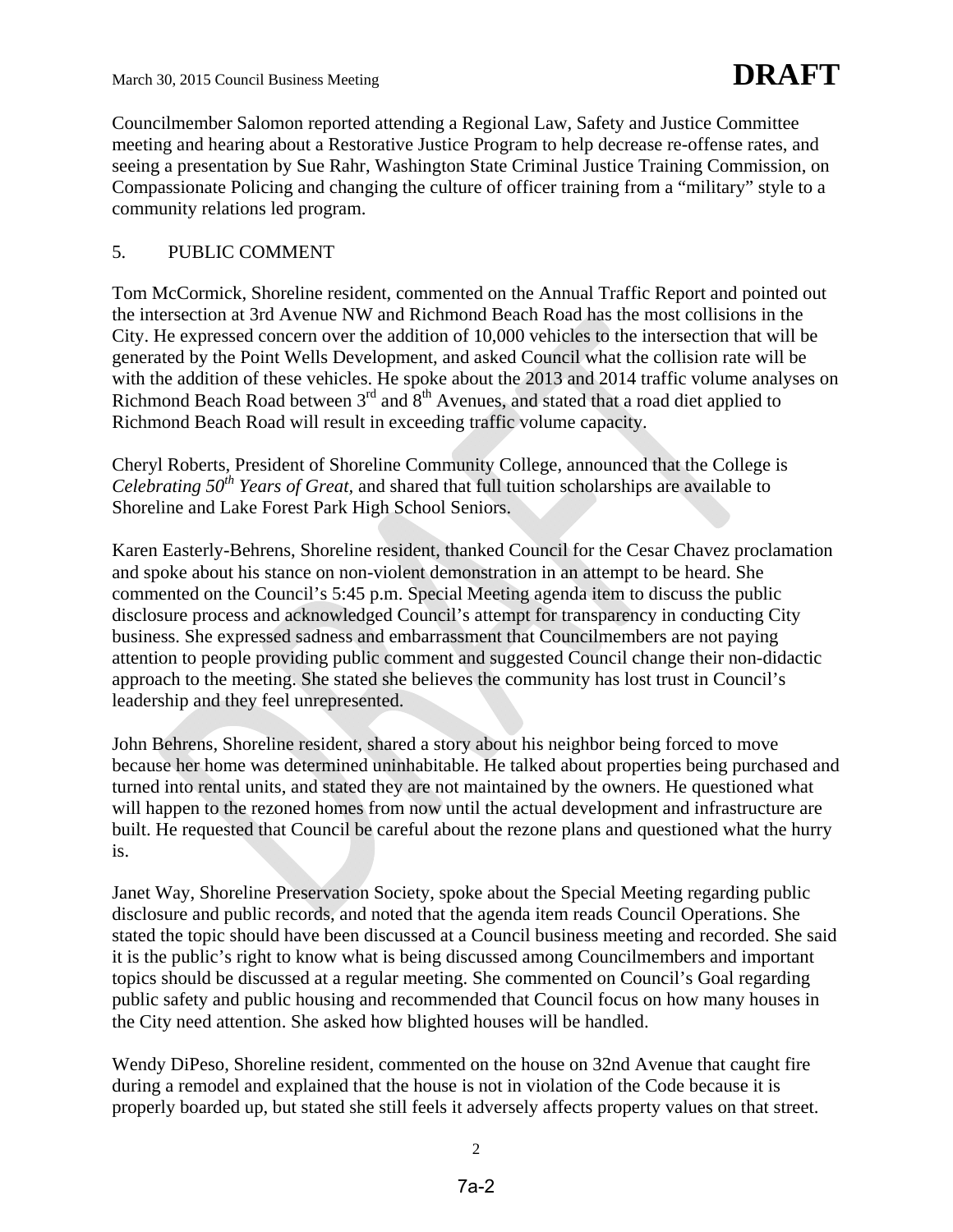Councilmember Salomon reported attending a Regional Law, Safety and Justice Committee meeting and hearing about a Restorative Justice Program to help decrease re-offense rates, and seeing a presentation by Sue Rahr, Washington State Criminal Justice Training Commission, on Compassionate Policing and changing the culture of officer training from a "military" style to a community relations led program.

5. PUBLIC COMMENT

Tom McCormick, Shoreline resident, commented on the Annual Traffic Report and pointed out the intersection at 3rd Avenue NW and Richmond Beach Road has the most collisions in the City. He expressed concern over the addition of 10,000 vehicles to the intersection that will be generated by the Point Wells Development, and asked Council what the collision rate will be with the addition of these vehicles. He spoke about the 2013 and 2014 traffic volume analyses on Richmond Beach Road between 3rd and 8th Avenues, and stated that a road diet applied to Richmond Beach Road will result in exceeding traffic volume capacity.

Cheryl Roberts, President of Shoreline Community College, announced that the College is *Celebrating 50th Years of Great,* and shared that full tuition scholarships are available to Shoreline and Lake Forest Park High School Seniors.

Karen Easterly-Behrens, Shoreline resident, thanked Council for the Cesar Chavez proclamation and spoke about his stance on non-violent demonstration in an attempt to be heard. She commented on the Council's 5:45 p.m. Special Meeting agenda item to discuss the public disclosure process and acknowledged Council's attempt for transparency in conducting City business. She expressed sadness and embarrassment that Councilmembers are not paying attention to people providing public comment and suggested Council change their non-didactic approach to the meeting. She stated she believes the community has lost trust in Council's leadership and they feel unrepresented.

John Behrens, Shoreline resident, shared a story about his neighbor being forced to move because her home was determined uninhabitable. He talked about properties being purchased and turned into rental units, and stated they are not maintained by the owners. He questioned what will happen to the rezoned homes from now until the actual development and infrastructure are built. He requested that Council be careful about the rezone plans and questioned what the hurry is.

Janet Way, Shoreline Preservation Society, spoke about the Special Meeting regarding public disclosure and public records, and noted that the agenda item reads Council Operations. She stated the topic should have been discussed at a Council business meeting and recorded. She said it is the public's right to know what is being discussed among Councilmembers and important topics should be discussed at a regular meeting. She commented on Council's Goal regarding public safety and public housing and recommended that Council focus on how many houses in the City need attention. She asked how blighted houses will be handled.

Wendy DiPeso, Shoreline resident, commented on the house on 32nd Avenue that caught fire during a remodel and explained that the house is not in violation of the Code because it is properly boarded up, but stated she still feels it adversely affects property values on that street.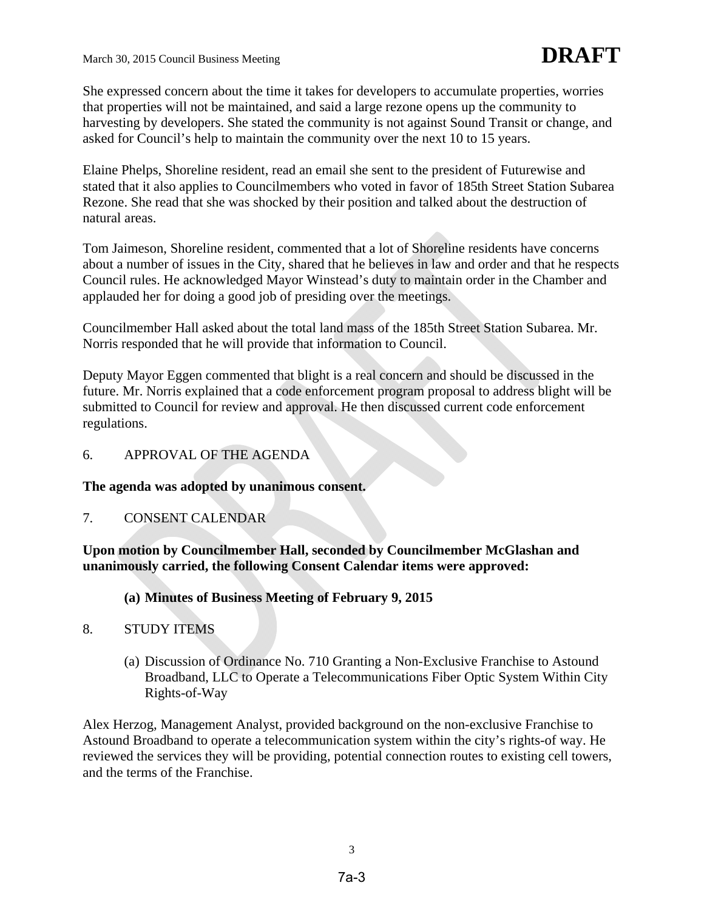She expressed concern about the time it takes for developers to accumulate properties, worries that properties will not be maintained, and said a large rezone opens up the community to harvesting by developers. She stated the community is not against Sound Transit or change, and asked for Council's help to maintain the community over the next 10 to 15 years.

Elaine Phelps, Shoreline resident, read an email she sent to the president of Futurewise and stated that it also applies to Councilmembers who voted in favor of 185th Street Station Subarea Rezone. She read that she was shocked by their position and talked about the destruction of natural areas.

Tom Jaimeson, Shoreline resident, commented that a lot of Shoreline residents have concerns about a number of issues in the City, shared that he believes in law and order and that he respects Council rules. He acknowledged Mayor Winstead's duty to maintain order in the Chamber and applauded her for doing a good job of presiding over the meetings.

Councilmember Hall asked about the total land mass of the 185th Street Station Subarea. Mr. Norris responded that he will provide that information to Council.

Deputy Mayor Eggen commented that blight is a real concern and should be discussed in the future. Mr. Norris explained that a code enforcement program proposal to address blight will be submitted to Council for review and approval. He then discussed current code enforcement regulations.

6. APPROVAL OF THE AGENDA

**The agenda was adopted by unanimous consent.**

7. CONSENT CALENDAR

**Upon motion by Councilmember Hall, seconded by Councilmember McGlashan and unanimously carried, the following Consent Calendar items were approved:**

**(a) Minutes of Business Meeting of February 9, 2015**

8. STUDY ITEMS

(a) Discussion of Ordinance No. 710 Granting a Non-Exclusive Franchise to Astound Broadband, LLC to Operate a Telecommunications Fiber Optic System Within City Rights-of-Way

Alex Herzog, Management Analyst, provided background on the non-exclusive Franchise to Astound Broadband to operate a telecommunication system within the city's rights-of way. He reviewed the services they will be providing, potential connection routes to existing cell towers, and the terms of the Franchise.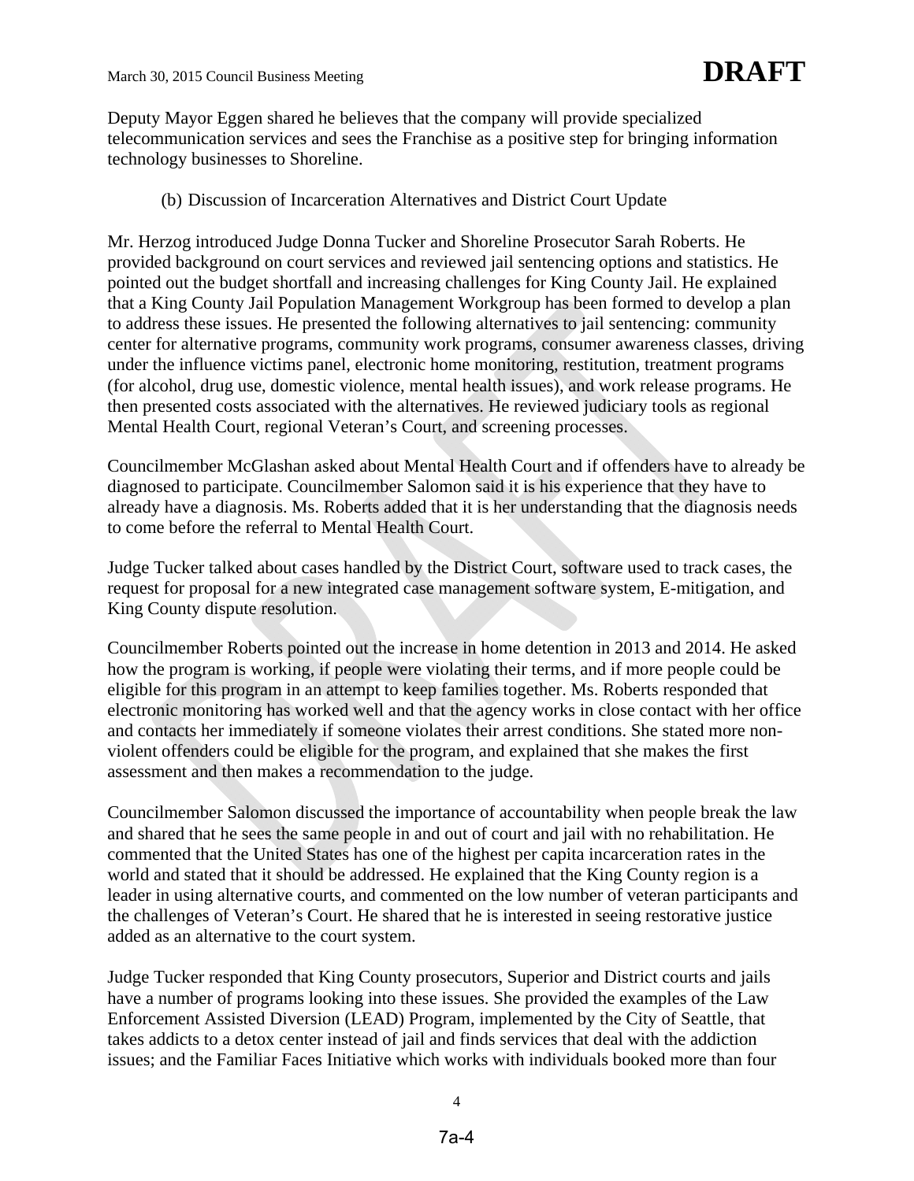Deputy Mayor Eggen shared he believes that the company will provide specialized telecommunication services and sees the Franchise as a positive step for bringing information technology businesses to Shoreline.

(b) Discussion of Incarceration Alternatives and District Court Update

Mr. Herzog introduced Judge Donna Tucker and Shoreline Prosecutor Sarah Roberts. He provided background on court services and reviewed jail sentencing options and statistics. He pointed out the budget shortfall and increasing challenges for King County Jail. He explained that a King County Jail Population Management Workgroup has been formed to develop a plan to address these issues. He presented the following alternatives to jail sentencing: community center for alternative programs, community work programs, consumer awareness classes, driving under the influence victims panel, electronic home monitoring, restitution, treatment programs (for alcohol, drug use, domestic violence, mental health issues), and work release programs. He then presented costs associated with the alternatives. He reviewed judiciary tools as regional Mental Health Court, regional Veteran's Court, and screening processes.

Councilmember McGlashan asked about Mental Health Court and if offenders have to already be diagnosed to participate. Councilmember Salomon said it is his experience that they have to already have a diagnosis. Ms. Roberts added that it is her understanding that the diagnosis needs to come before the referral to Mental Health Court.

Judge Tucker talked about cases handled by the District Court, software used to track cases, the request for proposal for a new integrated case management software system, E-mitigation, and King County dispute resolution.

Councilmember Roberts pointed out the increase in home detention in 2013 and 2014. He asked how the program is working, if people were violating their terms, and if more people could be eligible for this program in an attempt to keep families together. Ms. Roberts responded that electronic monitoring has worked well and that the agency works in close contact with her office and contacts her immediately if someone violates their arrest conditions. She stated more non-violent offenders could be eligible for the program, and explained that she makes the first assessment and then makes a recommendation to the judge.

Councilmember Salomon discussed the importance of accountability when people break the law and shared that he sees the same people in and out of court and jail with no rehabilitation. He commented that the United States has one of the highest per capita incarceration rates in the world and stated that it should be addressed. He explained that the King County region is a leader in using alternative courts, and commented on the low number of veteran participants and the challenges of Veteran's Court. He shared that he is interested in seeing restorative justice added as an alternative to the court system.

Judge Tucker responded that King County prosecutors, Superior and District courts and jails have a number of programs looking into these issues. She provided the examples of the Law Enforcement Assisted Diversion (LEAD) Program, implemented by the City of Seattle, that takes addicts to a detox center instead of jail and finds services that deal with the addiction issues; and the Familiar Faces Initiative which works with individuals booked more than four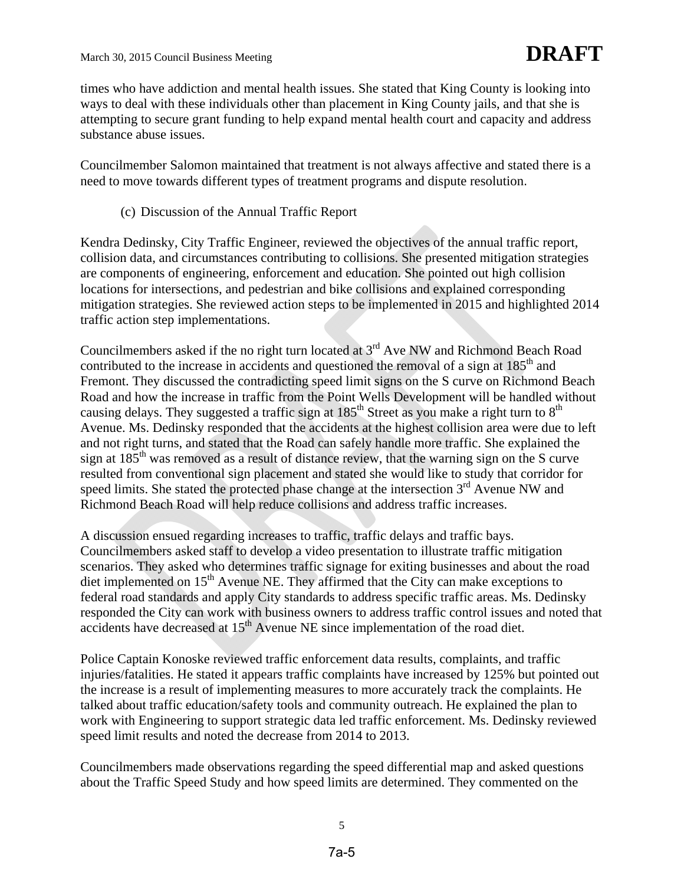times who have addiction and mental health issues. She stated that King County is looking into ways to deal with these individuals other than placement in King County jails, and that she is attempting to secure grant funding to help expand mental health court and capacity and address substance abuse issues.

Councilmember Salomon maintained that treatment is not always affective and stated there is a need to move towards different types of treatment programs and dispute resolution.

(c) Discussion of the Annual Traffic Report

Kendra Dedinsky, City Traffic Engineer, reviewed the objectives of the annual traffic report, collision data, and circumstances contributing to collisions. She presented mitigation strategies are components of engineering, enforcement and education. She pointed out high collision locations for intersections, and pedestrian and bike collisions and explained corresponding mitigation strategies. She reviewed action steps to be implemented in 2015 and highlighted 2014 traffic action step implementations.

Councilmembers asked if the no right turn located at 3rd Ave NW and Richmond Beach Road contributed to the increase in accidents and questioned the removal of a sign at 185th and Fremont. They discussed the contradicting speed limit signs on the S curve on Richmond Beach Road and how the increase in traffic from the Point Wells Development will be handled without causing delays. They suggested a traffic sign at 185th Street as you make a right turn to 8th Avenue. Ms. Dedinsky responded that the accidents at the highest collision area were due to left and not right turns, and stated that the Road can safely handle more traffic. She explained the sign at 185th was removed as a result of distance review, that the warning sign on the S curve resulted from conventional sign placement and stated she would like to study that corridor for speed limits. She stated the protected phase change at the intersection 3rd Avenue NW and Richmond Beach Road will help reduce collisions and address traffic increases.

A discussion ensued regarding increases to traffic, traffic delays and traffic bays. Councilmembers asked staff to develop a video presentation to illustrate traffic mitigation scenarios. They asked who determines traffic signage for exiting businesses and about the road diet implemented on 15th Avenue NE. They affirmed that the City can make exceptions to federal road standards and apply City standards to address specific traffic areas. Ms. Dedinsky responded the City can work with business owners to address traffic control issues and noted that accidents have decreased at 15th Avenue NE since implementation of the road diet.

Police Captain Konoske reviewed traffic enforcement data results, complaints, and traffic injuries/fatalities. He stated it appears traffic complaints have increased by 125% but pointed out the increase is a result of implementing measures to more accurately track the complaints. He talked about traffic education/safety tools and community outreach. He explained the plan to work with Engineering to support strategic data led traffic enforcement. Ms. Dedinsky reviewed speed limit results and noted the decrease from 2014 to 2013.

Councilmembers made observations regarding the speed differential map and asked questions about the Traffic Speed Study and how speed limits are determined. They commented on the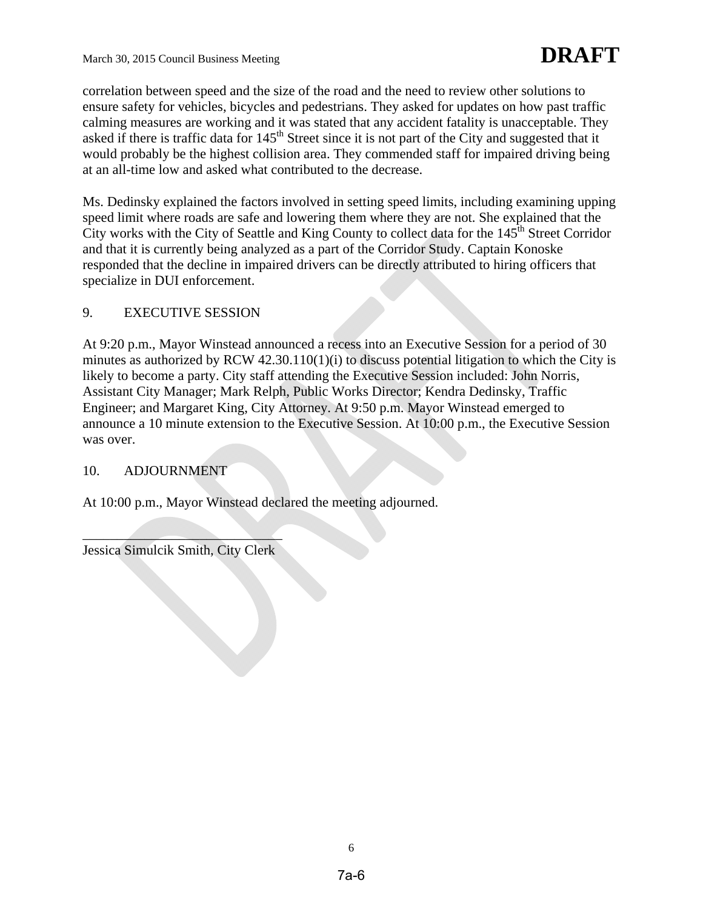correlation between speed and the size of the road and the need to review other solutions to ensure safety for vehicles, bicycles and pedestrians. They asked for updates on how past traffic calming measures are working and it was stated that any accident fatality is unacceptable. They asked if there is traffic data for 145$^{th}$ Street since it is not part of the City and suggested that it would probably be the highest collision area. They commended staff for impaired driving being at an all-time low and asked what contributed to the decrease.

Ms. Dedinsky explained the factors involved in setting speed limits, including examining upping speed limit where roads are safe and lowering them where they are not. She explained that the City works with the City of Seattle and King County to collect data for the 145$^{th}$ Street Corridor and that it is currently being analyzed as a part of the Corridor Study. Captain Konoske responded that the decline in impaired drivers can be directly attributed to hiring officers that specialize in DUI enforcement.

9. EXECUTIVE SESSION

At 9:20 p.m., Mayor Winstead announced a recess into an Executive Session for a period of 30 minutes as authorized by RCW 42.30.110(1)(i) to discuss potential litigation to which the City is likely to become a party. City staff attending the Executive Session included: John Norris, Assistant City Manager; Mark Relph, Public Works Director; Kendra Dedinsky, Traffic Engineer; and Margaret King, City Attorney. At 9:50 p.m. Mayor Winstead emerged to announce a 10 minute extension to the Executive Session. At 10:00 p.m., the Executive Session was over.

10. ADJOURNMENT

At 10:00 p.m., Mayor Winstead declared the meeting adjourned.

\_\_\_\_\_\_\_\_\_\_\_\_\_\_\_\_\_\_\_\_\_\_\_\_\_\_\_\_\_\_
Jessica Simulcik Smith, City Clerk